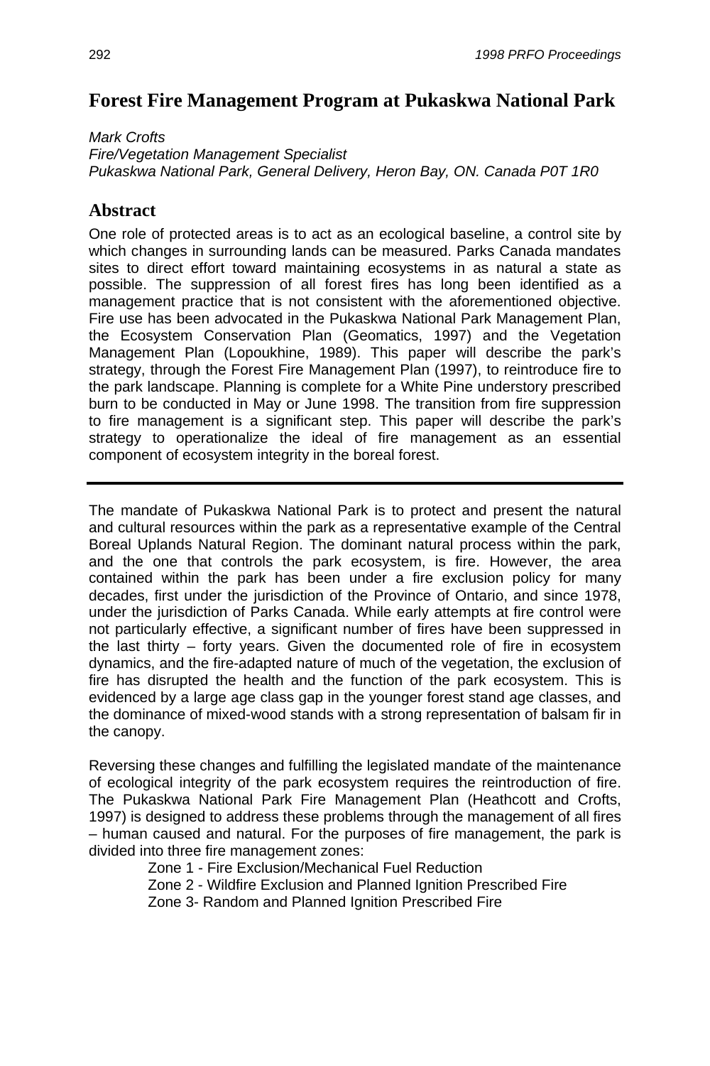# Forest Fire Management Program at Pukaskwa National Park

*Mark Crofts*
*Fire/Vegetation Management Specialist*
*Pukaskwa National Park, General Delivery, Heron Bay, ON. Canada P0T 1R0*

## Abstract

One role of protected areas is to act as an ecological baseline, a control site by which changes in surrounding lands can be measured. Parks Canada mandates sites to direct effort toward maintaining ecosystems in as natural a state as possible. The suppression of all forest fires has long been identified as a management practice that is not consistent with the aforementioned objective. Fire use has been advocated in the Pukaskwa National Park Management Plan, the Ecosystem Conservation Plan (Geomatics, 1997) and the Vegetation Management Plan (Lopoukhine, 1989). This paper will describe the park's strategy, through the Forest Fire Management Plan (1997), to reintroduce fire to the park landscape. Planning is complete for a White Pine understory prescribed burn to be conducted in May or June 1998. The transition from fire suppression to fire management is a significant step. This paper will describe the park's strategy to operationalize the ideal of fire management as an essential component of ecosystem integrity in the boreal forest.

---

The mandate of Pukaskwa National Park is to protect and present the natural and cultural resources within the park as a representative example of the Central Boreal Uplands Natural Region. The dominant natural process within the park, and the one that controls the park ecosystem, is fire. However, the area contained within the park has been under a fire exclusion policy for many decades, first under the jurisdiction of the Province of Ontario, and since 1978, under the jurisdiction of Parks Canada. While early attempts at fire control were not particularly effective, a significant number of fires have been suppressed in the last thirty – forty years. Given the documented role of fire in ecosystem dynamics, and the fire-adapted nature of much of the vegetation, the exclusion of fire has disrupted the health and the function of the park ecosystem. This is evidenced by a large age class gap in the younger forest stand age classes, and the dominance of mixed-wood stands with a strong representation of balsam fir in the canopy.

Reversing these changes and fulfilling the legislated mandate of the maintenance of ecological integrity of the park ecosystem requires the reintroduction of fire. The Pukaskwa National Park Fire Management Plan (Heathcott and Crofts, 1997) is designed to address these problems through the management of all fires – human caused and natural. For the purposes of fire management, the park is divided into three fire management zones:

- Zone 1 - Fire Exclusion/Mechanical Fuel Reduction
- Zone 2 - Wildfire Exclusion and Planned Ignition Prescribed Fire
- Zone 3- Random and Planned Ignition Prescribed Fire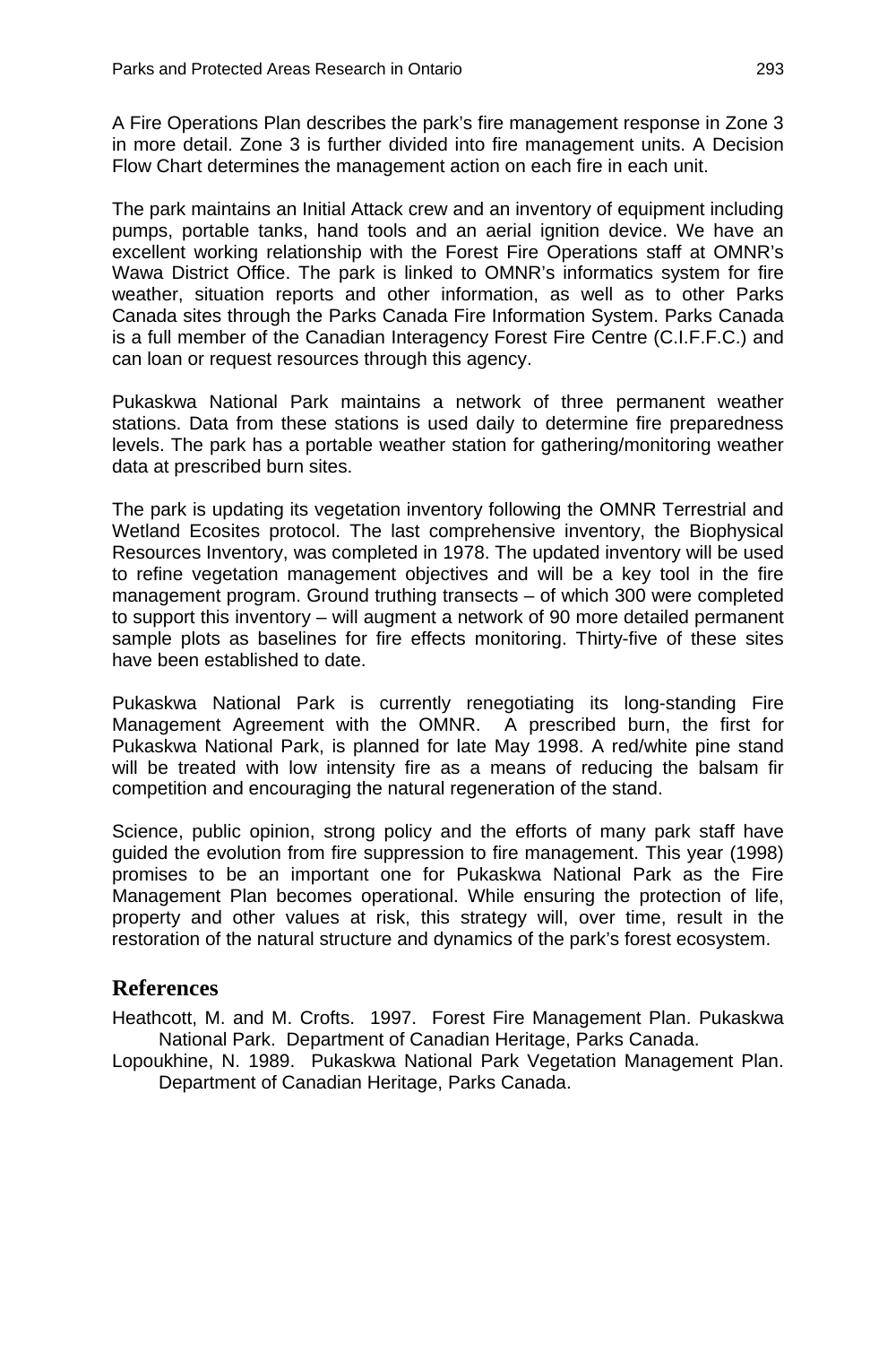A Fire Operations Plan describes the park's fire management response in Zone 3 in more detail. Zone 3 is further divided into fire management units. A Decision Flow Chart determines the management action on each fire in each unit.

The park maintains an Initial Attack crew and an inventory of equipment including pumps, portable tanks, hand tools and an aerial ignition device. We have an excellent working relationship with the Forest Fire Operations staff at OMNR's Wawa District Office. The park is linked to OMNR's informatics system for fire weather, situation reports and other information, as well as to other Parks Canada sites through the Parks Canada Fire Information System. Parks Canada is a full member of the Canadian Interagency Forest Fire Centre (C.I.F.F.C.) and can loan or request resources through this agency.

Pukaskwa National Park maintains a network of three permanent weather stations. Data from these stations is used daily to determine fire preparedness levels. The park has a portable weather station for gathering/monitoring weather data at prescribed burn sites.

The park is updating its vegetation inventory following the OMNR Terrestrial and Wetland Ecosites protocol. The last comprehensive inventory, the Biophysical Resources Inventory, was completed in 1978. The updated inventory will be used to refine vegetation management objectives and will be a key tool in the fire management program. Ground truthing transects – of which 300 were completed to support this inventory – will augment a network of 90 more detailed permanent sample plots as baselines for fire effects monitoring. Thirty-five of these sites have been established to date.

Pukaskwa National Park is currently renegotiating its long-standing Fire Management Agreement with the OMNR. A prescribed burn, the first for Pukaskwa National Park, is planned for late May 1998. A red/white pine stand will be treated with low intensity fire as a means of reducing the balsam fir competition and encouraging the natural regeneration of the stand.

Science, public opinion, strong policy and the efforts of many park staff have guided the evolution from fire suppression to fire management. This year (1998) promises to be an important one for Pukaskwa National Park as the Fire Management Plan becomes operational. While ensuring the protection of life, property and other values at risk, this strategy will, over time, result in the restoration of the natural structure and dynamics of the park's forest ecosystem.

## References

Heathcott, M. and M. Crofts. 1997. Forest Fire Management Plan. Pukaskwa National Park. Department of Canadian Heritage, Parks Canada.

Lopoukhine, N. 1989. Pukaskwa National Park Vegetation Management Plan. Department of Canadian Heritage, Parks Canada.